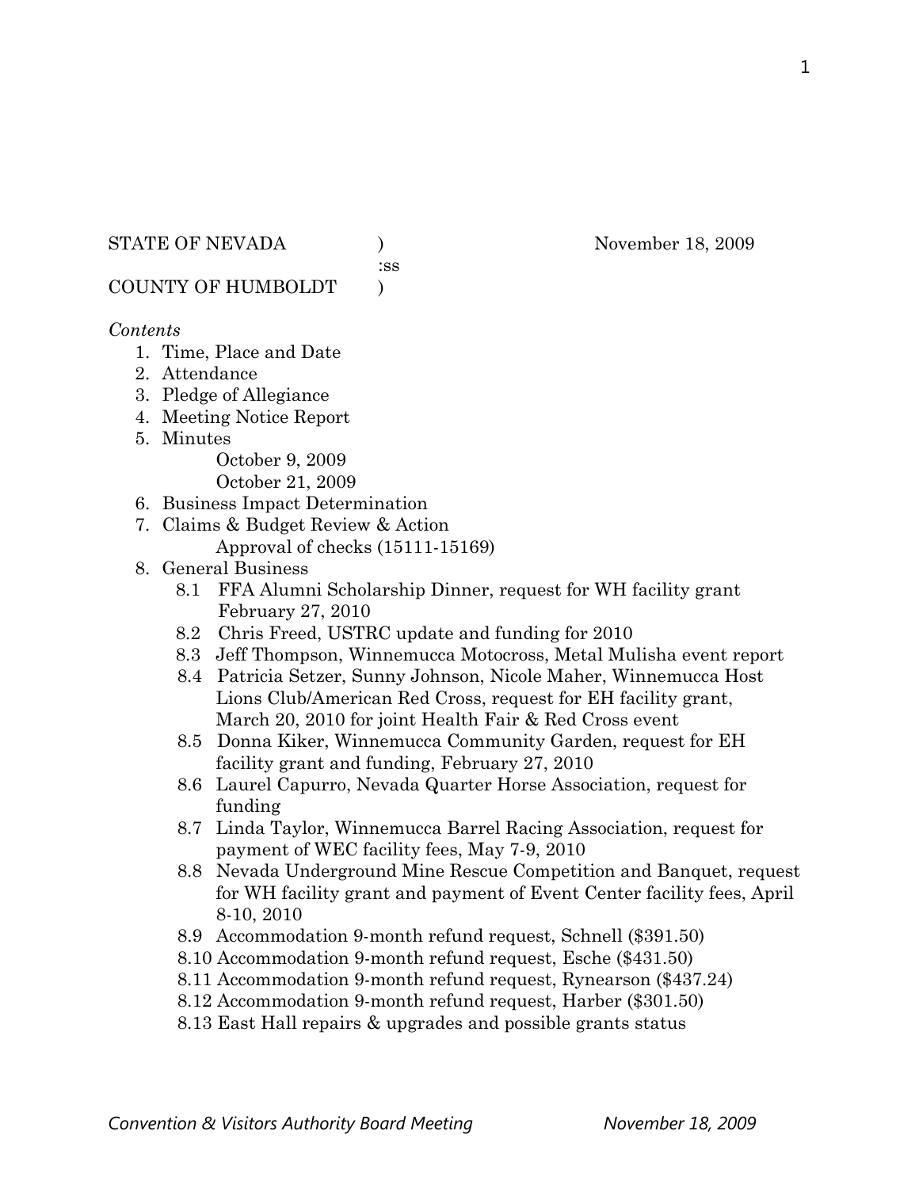STATE OF NEVADA ) November 18, 2009
:ss
COUNTY OF HUMBOLDT )

*Contents*

1. Time, Place and Date
2. Attendance
3. Pledge of Allegiance
4. Meeting Notice Report
5. Minutes
   - October 9, 2009
   - October 21, 2009
6. Business Impact Determination
7. Claims & Budget Review & Action
   - Approval of checks (15111-15169)
8. General Business
   - 8.1 FFA Alumni Scholarship Dinner, request for WH facility grant February 27, 2010
   - 8.2 Chris Freed, USTRC update and funding for 2010
   - 8.3 Jeff Thompson, Winnemucca Motocross, Metal Mulisha event report
   - 8.4 Patricia Setzer, Sunny Johnson, Nicole Maher, Winnemucca Host Lions Club/American Red Cross, request for EH facility grant, March 20, 2010 for joint Health Fair & Red Cross event
   - 8.5 Donna Kiker, Winnemucca Community Garden, request for EH facility grant and funding, February 27, 2010
   - 8.6 Laurel Capurro, Nevada Quarter Horse Association, request for funding
   - 8.7 Linda Taylor, Winnemucca Barrel Racing Association, request for payment of WEC facility fees, May 7-9, 2010
   - 8.8 Nevada Underground Mine Rescue Competition and Banquet, request for WH facility grant and payment of Event Center facility fees, April 8-10, 2010
   - 8.9 Accommodation 9-month refund request, Schnell ($391.50)
   - 8.10 Accommodation 9-month refund request, Esche ($431.50)
   - 8.11 Accommodation 9-month refund request, Rynearson ($437.24)
   - 8.12 Accommodation 9-month refund request, Harber ($301.50)
   - 8.13 East Hall repairs & upgrades and possible grants status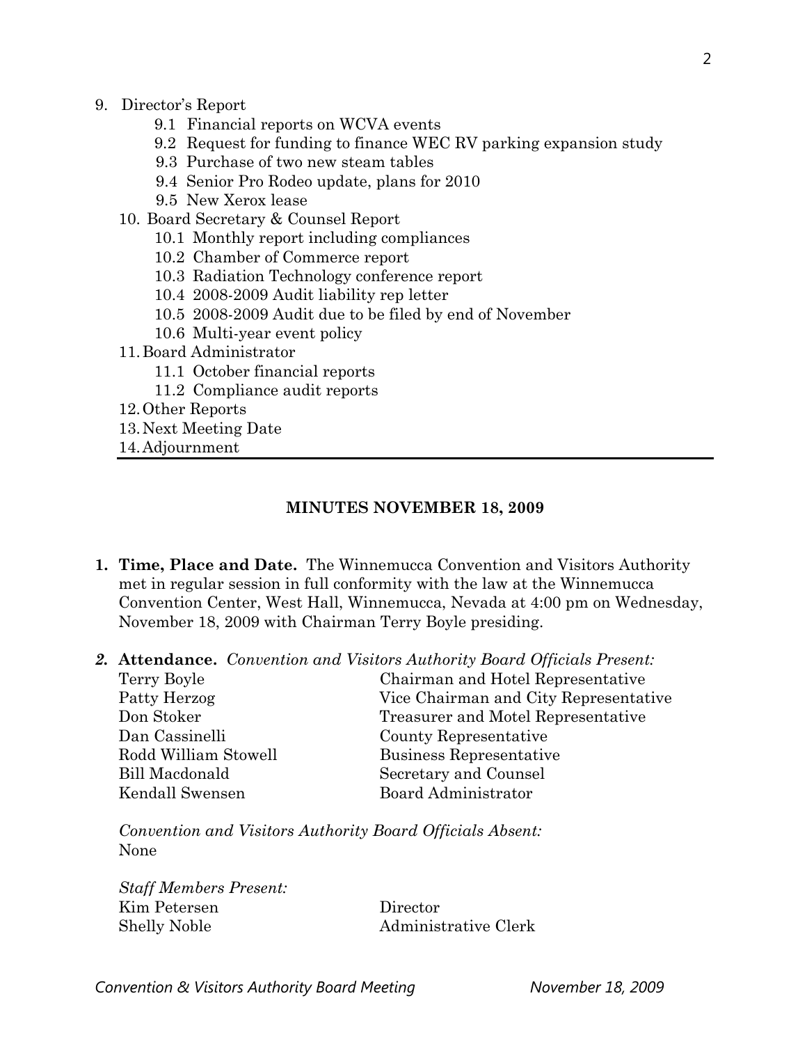9. Director's Report
    - 9.1 Financial reports on WCVA events
    - 9.2 Request for funding to finance WEC RV parking expansion study
    - 9.3 Purchase of two new steam tables
    - 9.4 Senior Pro Rodeo update, plans for 2010
    - 9.5 New Xerox lease
10. Board Secretary & Counsel Report
    - 10.1 Monthly report including compliances
    - 10.2 Chamber of Commerce report
    - 10.3 Radiation Technology conference report
    - 10.4 2008-2009 Audit liability rep letter
    - 10.5 2008-2009 Audit due to be filed by end of November
    - 10.6 Multi-year event policy
11. Board Administrator
    - 11.1 October financial reports
    - 11.2 Compliance audit reports
12. Other Reports
13. Next Meeting Date
14. Adjournment

---

## MINUTES NOVEMBER 18, 2009

1. **Time, Place and Date.** The Winnemucca Convention and Visitors Authority met in regular session in full conformity with the law at the Winnemucca Convention Center, West Hall, Winnemucca, Nevada at 4:00 pm on Wednesday, November 18, 2009 with Chairman Terry Boyle presiding.

2. **Attendance.** *Convention and Visitors Authority Board Officials Present:*

| | |
|---|---|
| Terry Boyle | Chairman and Hotel Representative |
| Patty Herzog | Vice Chairman and City Representative |
| Don Stoker | Treasurer and Motel Representative |
| Dan Cassinelli | County Representative |
| Rodd William Stowell | Business Representative |
| Bill Macdonald | Secretary and Counsel |
| Kendall Swensen | Board Administrator |

*Convention and Visitors Authority Board Officials Absent:*
None

*Staff Members Present:*

| | |
|---|---|
| Kim Petersen | Director |
| Shelly Noble | Administrative Clerk |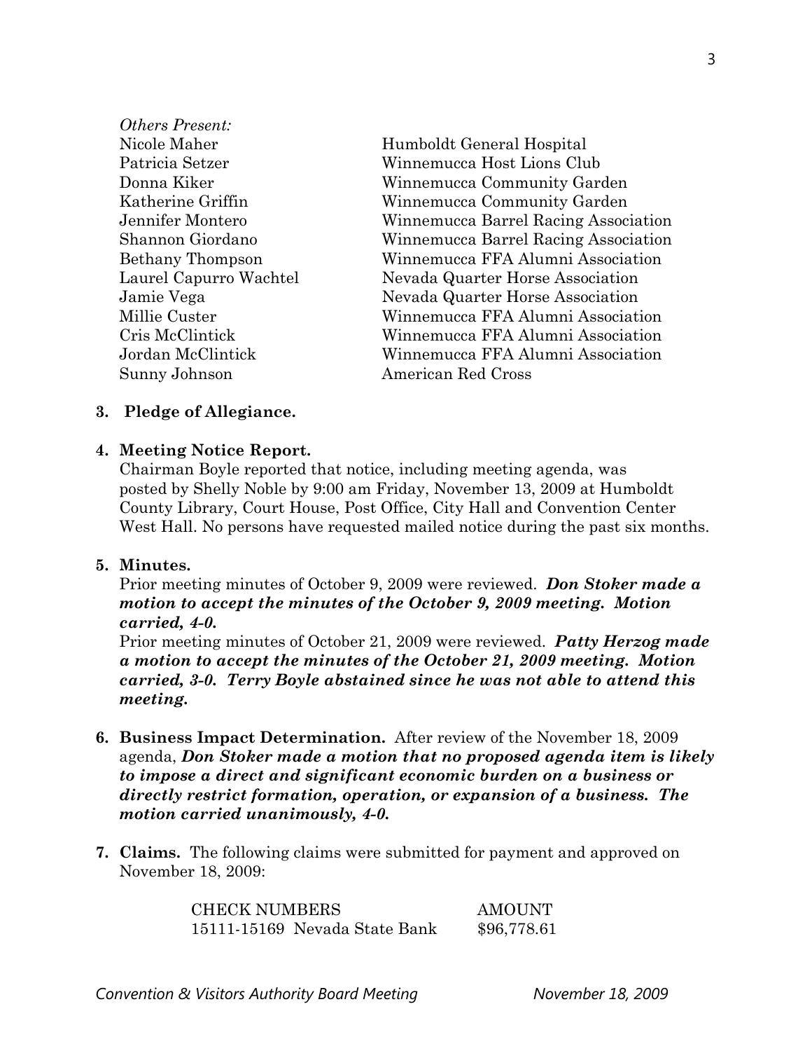*Others Present:*

| | |
|---|---|
| Nicole Maher | Humboldt General Hospital |
| Patricia Setzer | Winnemucca Host Lions Club |
| Donna Kiker | Winnemucca Community Garden |
| Katherine Griffin | Winnemucca Community Garden |
| Jennifer Montero | Winnemucca Barrel Racing Association |
| Shannon Giordano | Winnemucca Barrel Racing Association |
| Bethany Thompson | Winnemucca FFA Alumni Association |
| Laurel Capurro Wachtel | Nevada Quarter Horse Association |
| Jamie Vega | Nevada Quarter Horse Association |
| Millie Custer | Winnemucca FFA Alumni Association |
| Cris McClintick | Winnemucca FFA Alumni Association |
| Jordan McClintick | Winnemucca FFA Alumni Association |
| Sunny Johnson | American Red Cross |

**3. Pledge of Allegiance.**

**4. Meeting Notice Report.**
Chairman Boyle reported that notice, including meeting agenda, was posted by Shelly Noble by 9:00 am Friday, November 13, 2009 at Humboldt County Library, Court House, Post Office, City Hall and Convention Center West Hall. No persons have requested mailed notice during the past six months.

**5. Minutes.**
Prior meeting minutes of October 9, 2009 were reviewed. ***Don Stoker made a motion to accept the minutes of the October 9, 2009 meeting. Motion carried, 4-0.***
Prior meeting minutes of October 21, 2009 were reviewed. ***Patty Herzog made a motion to accept the minutes of the October 21, 2009 meeting. Motion carried, 3-0. Terry Boyle abstained since he was not able to attend this meeting.***

**6. Business Impact Determination.** After review of the November 18, 2009 agenda, ***Don Stoker made a motion that no proposed agenda item is likely to impose a direct and significant economic burden on a business or directly restrict formation, operation, or expansion of a business. The motion carried unanimously, 4-0.***

**7. Claims.** The following claims were submitted for payment and approved on November 18, 2009:

| CHECK NUMBERS | AMOUNT |
|---|---|
| 15111-15169 Nevada State Bank | $96,778.61 |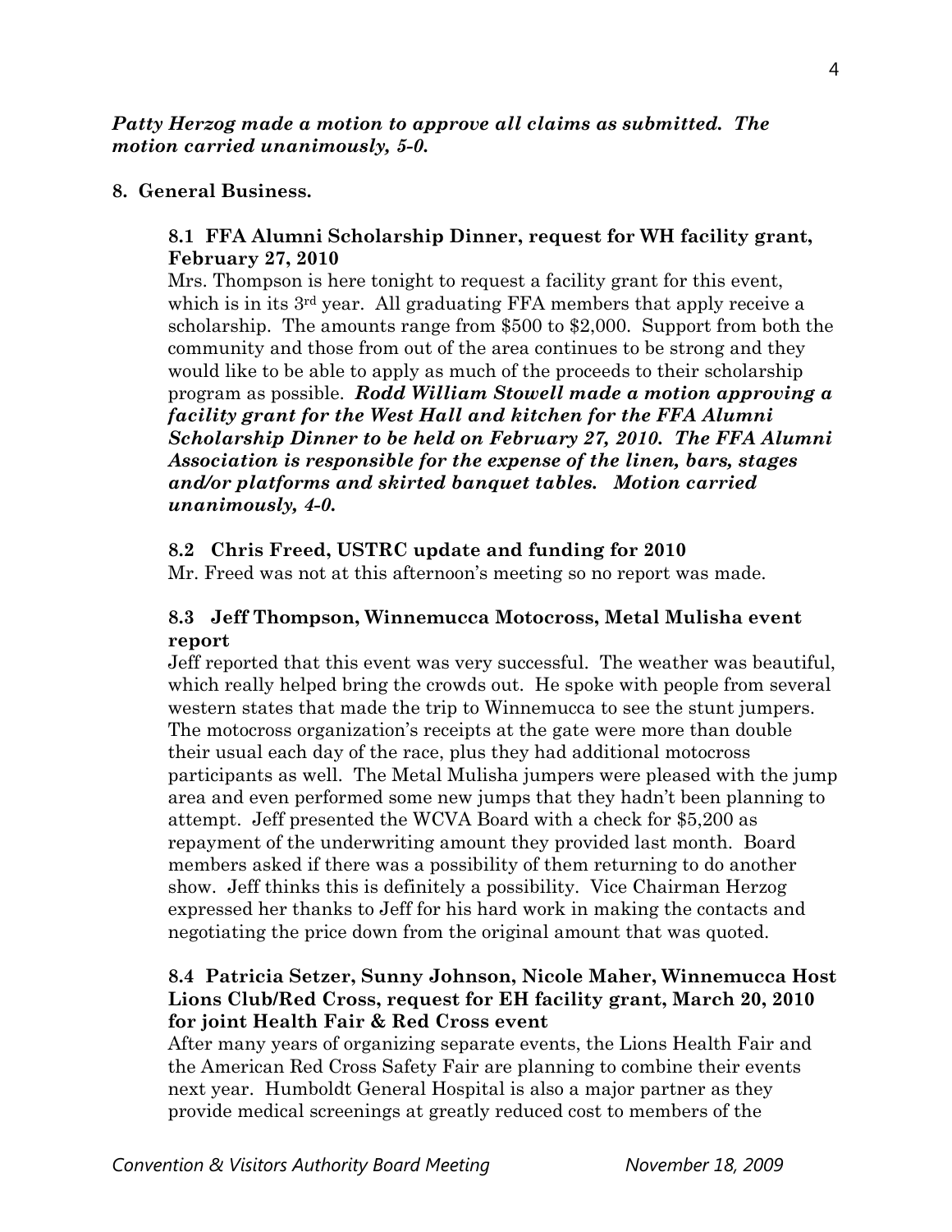***Patty Herzog made a motion to approve all claims as submitted. The motion carried unanimously, 5-0.***

**8. General Business.**

**8.1 FFA Alumni Scholarship Dinner, request for WH facility grant, February 27, 2010**

Mrs. Thompson is here tonight to request a facility grant for this event, which is in its 3rd year. All graduating FFA members that apply receive a scholarship. The amounts range from $500 to $2,000. Support from both the community and those from out of the area continues to be strong and they would like to be able to apply as much of the proceeds to their scholarship program as possible. ***Rodd William Stowell made a motion approving a facility grant for the West Hall and kitchen for the FFA Alumni Scholarship Dinner to be held on February 27, 2010. The FFA Alumni Association is responsible for the expense of the linen, bars, stages and/or platforms and skirted banquet tables. Motion carried unanimously, 4-0.***

**8.2 Chris Freed, USTRC update and funding for 2010**

Mr. Freed was not at this afternoon's meeting so no report was made.

**8.3 Jeff Thompson, Winnemucca Motocross, Metal Mulisha event report**

Jeff reported that this event was very successful. The weather was beautiful, which really helped bring the crowds out. He spoke with people from several western states that made the trip to Winnemucca to see the stunt jumpers. The motocross organization's receipts at the gate were more than double their usual each day of the race, plus they had additional motocross participants as well. The Metal Mulisha jumpers were pleased with the jump area and even performed some new jumps that they hadn't been planning to attempt. Jeff presented the WCVA Board with a check for $5,200 as repayment of the underwriting amount they provided last month. Board members asked if there was a possibility of them returning to do another show. Jeff thinks this is definitely a possibility. Vice Chairman Herzog expressed her thanks to Jeff for his hard work in making the contacts and negotiating the price down from the original amount that was quoted.

**8.4 Patricia Setzer, Sunny Johnson, Nicole Maher, Winnemucca Host Lions Club/Red Cross, request for EH facility grant, March 20, 2010 for joint Health Fair & Red Cross event**

After many years of organizing separate events, the Lions Health Fair and the American Red Cross Safety Fair are planning to combine their events next year. Humboldt General Hospital is also a major partner as they provide medical screenings at greatly reduced cost to members of the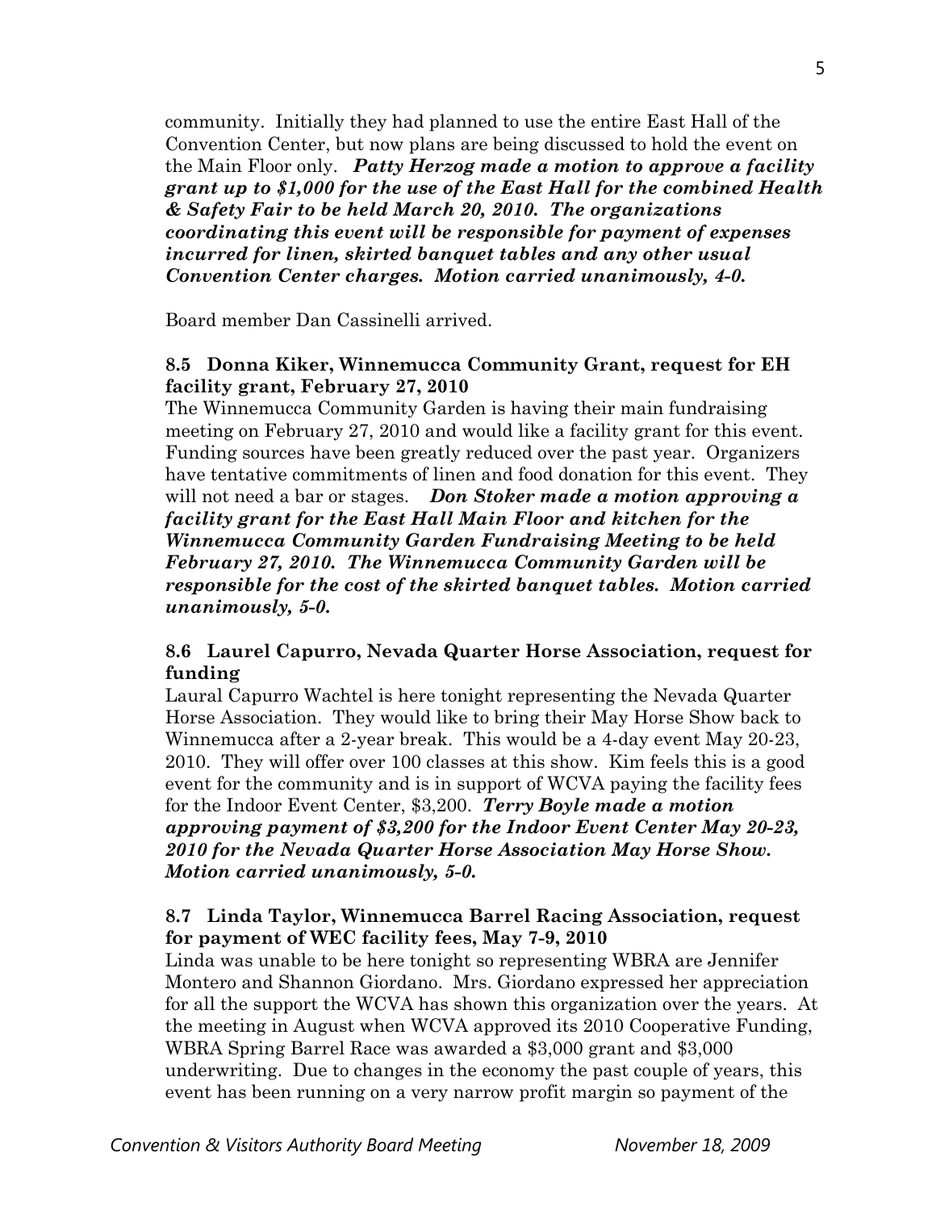community. Initially they had planned to use the entire East Hall of the Convention Center, but now plans are being discussed to hold the event on the Main Floor only. ***Patty Herzog made a motion to approve a facility grant up to $1,000 for the use of the East Hall for the combined Health & Safety Fair to be held March 20, 2010. The organizations coordinating this event will be responsible for payment of expenses incurred for linen, skirted banquet tables and any other usual Convention Center charges. Motion carried unanimously, 4-0.***

Board member Dan Cassinelli arrived.

**8.5 Donna Kiker, Winnemucca Community Grant, request for EH facility grant, February 27, 2010**

The Winnemucca Community Garden is having their main fundraising meeting on February 27, 2010 and would like a facility grant for this event. Funding sources have been greatly reduced over the past year. Organizers have tentative commitments of linen and food donation for this event. They will not need a bar or stages. ***Don Stoker made a motion approving a facility grant for the East Hall Main Floor and kitchen for the Winnemucca Community Garden Fundraising Meeting to be held February 27, 2010. The Winnemucca Community Garden will be responsible for the cost of the skirted banquet tables. Motion carried unanimously, 5-0.***

**8.6 Laurel Capurro, Nevada Quarter Horse Association, request for funding**

Laural Capurro Wachtel is here tonight representing the Nevada Quarter Horse Association. They would like to bring their May Horse Show back to Winnemucca after a 2-year break. This would be a 4-day event May 20-23, 2010. They will offer over 100 classes at this show. Kim feels this is a good event for the community and is in support of WCVA paying the facility fees for the Indoor Event Center, $3,200. ***Terry Boyle made a motion approving payment of $3,200 for the Indoor Event Center May 20-23, 2010 for the Nevada Quarter Horse Association May Horse Show. Motion carried unanimously, 5-0.***

**8.7 Linda Taylor, Winnemucca Barrel Racing Association, request for payment of WEC facility fees, May 7-9, 2010**

Linda was unable to be here tonight so representing WBRA are Jennifer Montero and Shannon Giordano. Mrs. Giordano expressed her appreciation for all the support the WCVA has shown this organization over the years. At the meeting in August when WCVA approved its 2010 Cooperative Funding, WBRA Spring Barrel Race was awarded a $3,000 grant and $3,000 underwriting. Due to changes in the economy the past couple of years, this event has been running on a very narrow profit margin so payment of the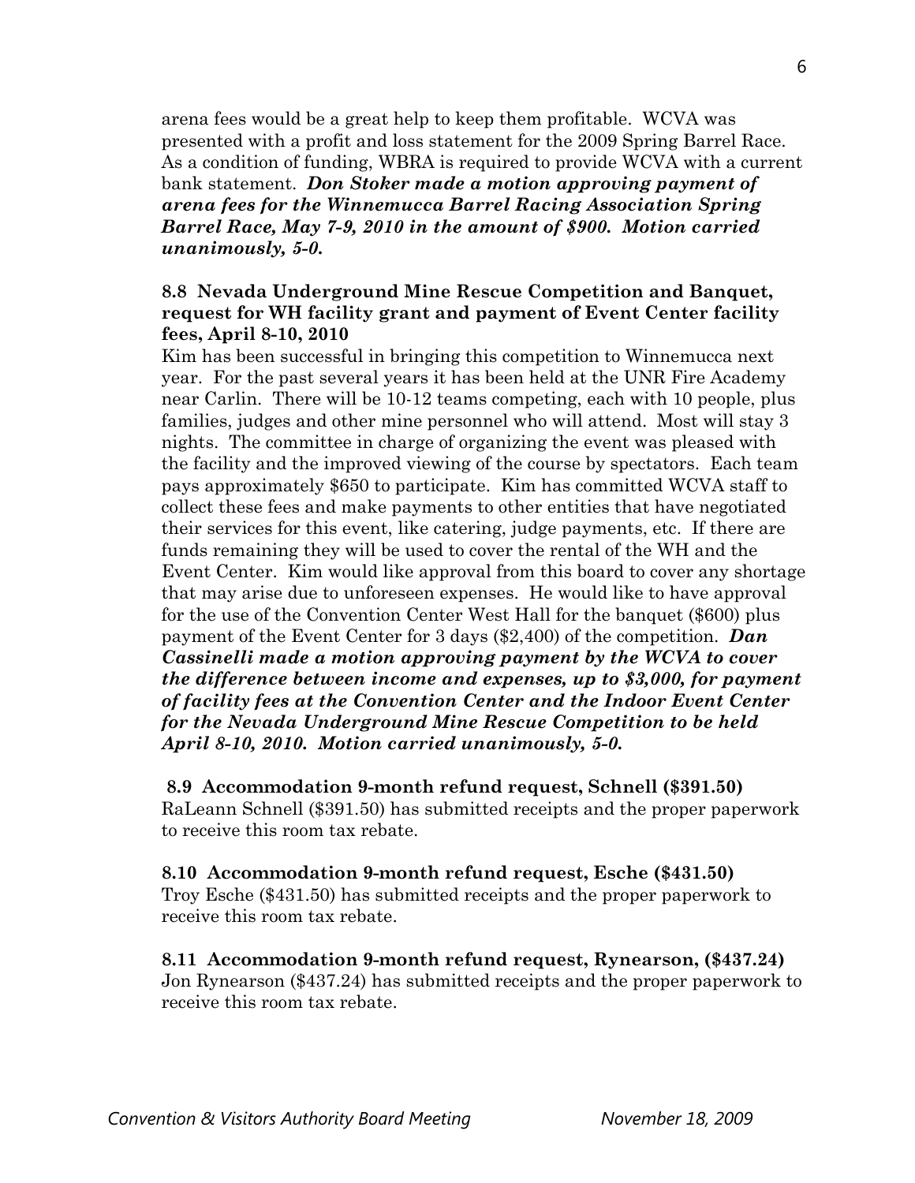arena fees would be a great help to keep them profitable. WCVA was presented with a profit and loss statement for the 2009 Spring Barrel Race. As a condition of funding, WBRA is required to provide WCVA with a current bank statement. ***Don Stoker made a motion approving payment of arena fees for the Winnemucca Barrel Racing Association Spring Barrel Race, May 7-9, 2010 in the amount of $900. Motion carried unanimously, 5-0.***

**8.8 Nevada Underground Mine Rescue Competition and Banquet, request for WH facility grant and payment of Event Center facility fees, April 8-10, 2010**

Kim has been successful in bringing this competition to Winnemucca next year. For the past several years it has been held at the UNR Fire Academy near Carlin. There will be 10-12 teams competing, each with 10 people, plus families, judges and other mine personnel who will attend. Most will stay 3 nights. The committee in charge of organizing the event was pleased with the facility and the improved viewing of the course by spectators. Each team pays approximately $650 to participate. Kim has committed WCVA staff to collect these fees and make payments to other entities that have negotiated their services for this event, like catering, judge payments, etc. If there are funds remaining they will be used to cover the rental of the WH and the Event Center. Kim would like approval from this board to cover any shortage that may arise due to unforeseen expenses. He would like to have approval for the use of the Convention Center West Hall for the banquet ($600) plus payment of the Event Center for 3 days ($2,400) of the competition. ***Dan Cassinelli made a motion approving payment by the WCVA to cover the difference between income and expenses, up to $3,000, for payment of facility fees at the Convention Center and the Indoor Event Center for the Nevada Underground Mine Rescue Competition to be held April 8-10, 2010. Motion carried unanimously, 5-0.***

**8.9 Accommodation 9-month refund request, Schnell ($391.50)**

RaLeann Schnell ($391.50) has submitted receipts and the proper paperwork to receive this room tax rebate.

**8.10 Accommodation 9-month refund request, Esche ($431.50)**

Troy Esche ($431.50) has submitted receipts and the proper paperwork to receive this room tax rebate.

**8.11 Accommodation 9-month refund request, Rynearson, ($437.24)**

Jon Rynearson ($437.24) has submitted receipts and the proper paperwork to receive this room tax rebate.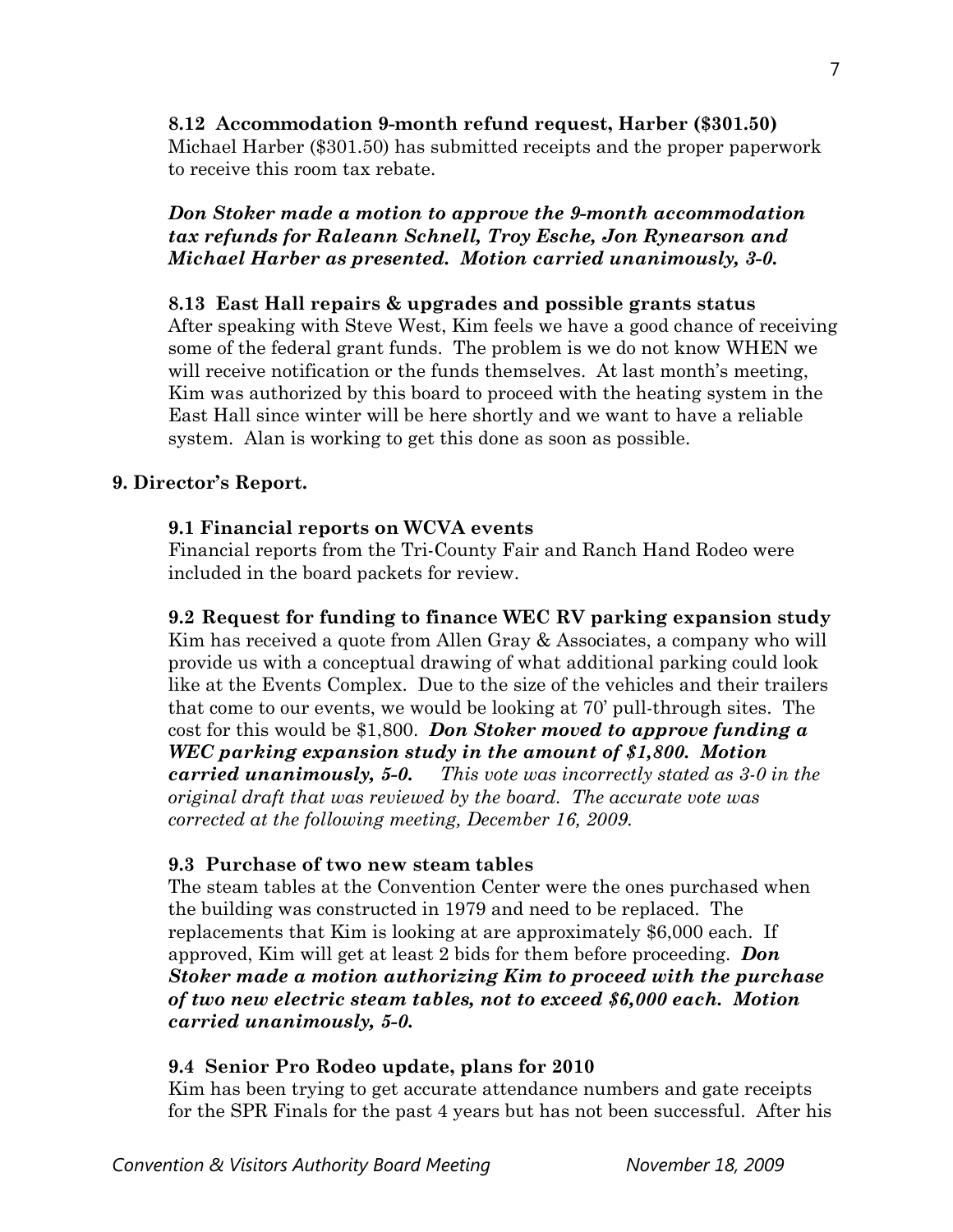**8.12 Accommodation 9-month refund request, Harber ($301.50)**
Michael Harber ($301.50) has submitted receipts and the proper paperwork to receive this room tax rebate.

***Don Stoker made a motion to approve the 9-month accommodation tax refunds for Raleann Schnell, Troy Esche, Jon Rynearson and Michael Harber as presented. Motion carried unanimously, 3-0.***

**8.13 East Hall repairs & upgrades and possible grants status**
After speaking with Steve West, Kim feels we have a good chance of receiving some of the federal grant funds. The problem is we do not know WHEN we will receive notification or the funds themselves. At last month's meeting, Kim was authorized by this board to proceed with the heating system in the East Hall since winter will be here shortly and we want to have a reliable system. Alan is working to get this done as soon as possible.

## 9. Director's Report.

**9.1 Financial reports on WCVA events**
Financial reports from the Tri-County Fair and Ranch Hand Rodeo were included in the board packets for review.

**9.2 Request for funding to finance WEC RV parking expansion study**
Kim has received a quote from Allen Gray & Associates, a company who will provide us with a conceptual drawing of what additional parking could look like at the Events Complex. Due to the size of the vehicles and their trailers that come to our events, we would be looking at 70' pull-through sites. The cost for this would be $1,800. ***Don Stoker moved to approve funding a WEC parking expansion study in the amount of $1,800. Motion carried unanimously, 5-0.*** *This vote was incorrectly stated as 3-0 in the original draft that was reviewed by the board. The accurate vote was corrected at the following meeting, December 16, 2009.*

**9.3 Purchase of two new steam tables**
The steam tables at the Convention Center were the ones purchased when the building was constructed in 1979 and need to be replaced. The replacements that Kim is looking at are approximately $6,000 each. If approved, Kim will get at least 2 bids for them before proceeding. ***Don Stoker made a motion authorizing Kim to proceed with the purchase of two new electric steam tables, not to exceed $6,000 each. Motion carried unanimously, 5-0.***

**9.4 Senior Pro Rodeo update, plans for 2010**
Kim has been trying to get accurate attendance numbers and gate receipts for the SPR Finals for the past 4 years but has not been successful. After his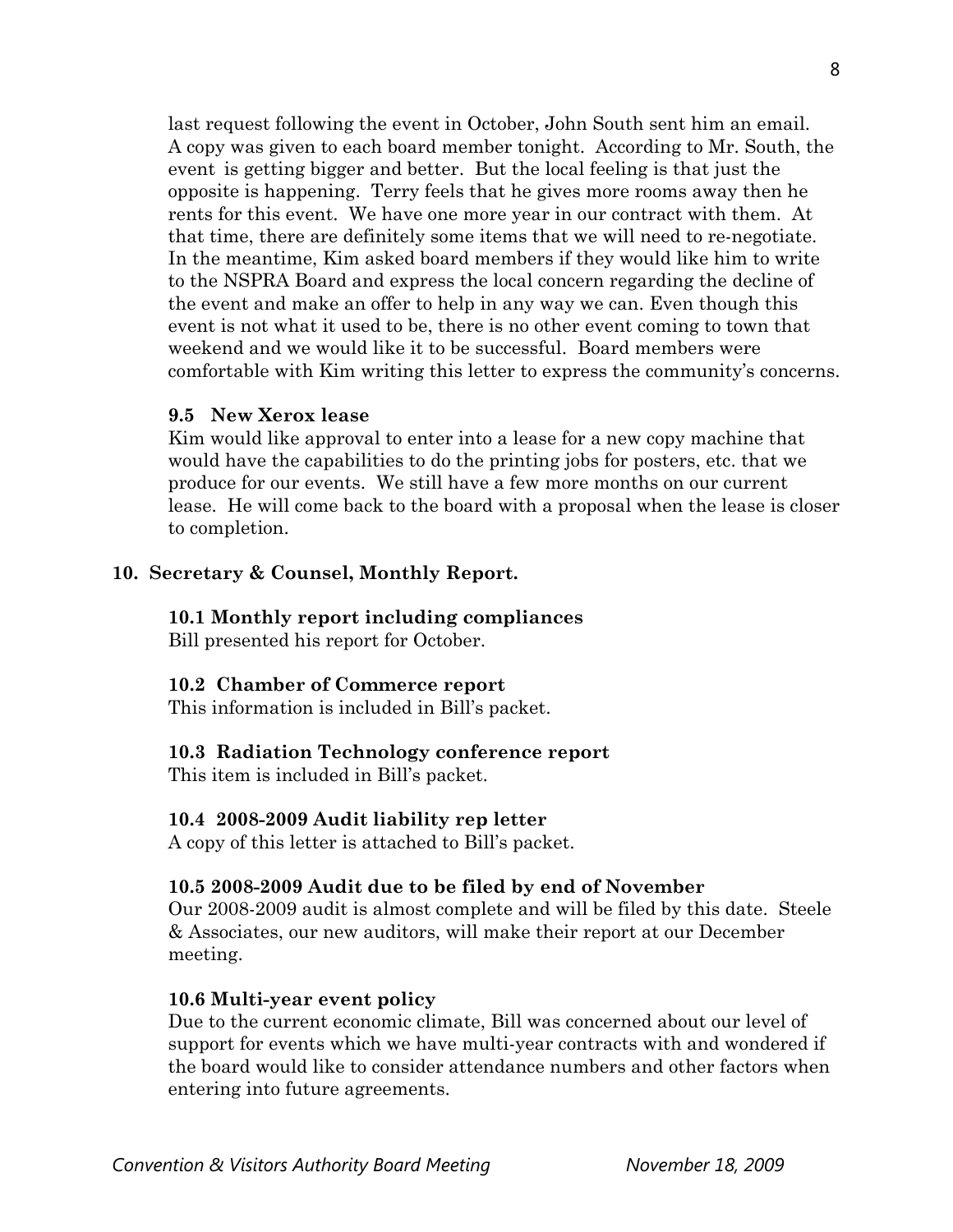last request following the event in October, John South sent him an email. A copy was given to each board member tonight. According to Mr. South, the event is getting bigger and better. But the local feeling is that just the opposite is happening. Terry feels that he gives more rooms away then he rents for this event. We have one more year in our contract with them. At that time, there are definitely some items that we will need to re-negotiate. In the meantime, Kim asked board members if they would like him to write to the NSPRA Board and express the local concern regarding the decline of the event and make an offer to help in any way we can. Even though this event is not what it used to be, there is no other event coming to town that weekend and we would like it to be successful. Board members were comfortable with Kim writing this letter to express the community's concerns.

**9.5 New Xerox lease**

Kim would like approval to enter into a lease for a new copy machine that would have the capabilities to do the printing jobs for posters, etc. that we produce for our events. We still have a few more months on our current lease. He will come back to the board with a proposal when the lease is closer to completion.

**10. Secretary & Counsel, Monthly Report.**

**10.1 Monthly report including compliances**

Bill presented his report for October.

**10.2 Chamber of Commerce report**

This information is included in Bill's packet.

**10.3 Radiation Technology conference report**

This item is included in Bill's packet.

**10.4 2008-2009 Audit liability rep letter**

A copy of this letter is attached to Bill's packet.

**10.5 2008-2009 Audit due to be filed by end of November**

Our 2008-2009 audit is almost complete and will be filed by this date. Steele & Associates, our new auditors, will make their report at our December meeting.

**10.6 Multi-year event policy**

Due to the current economic climate, Bill was concerned about our level of support for events which we have multi-year contracts with and wondered if the board would like to consider attendance numbers and other factors when entering into future agreements.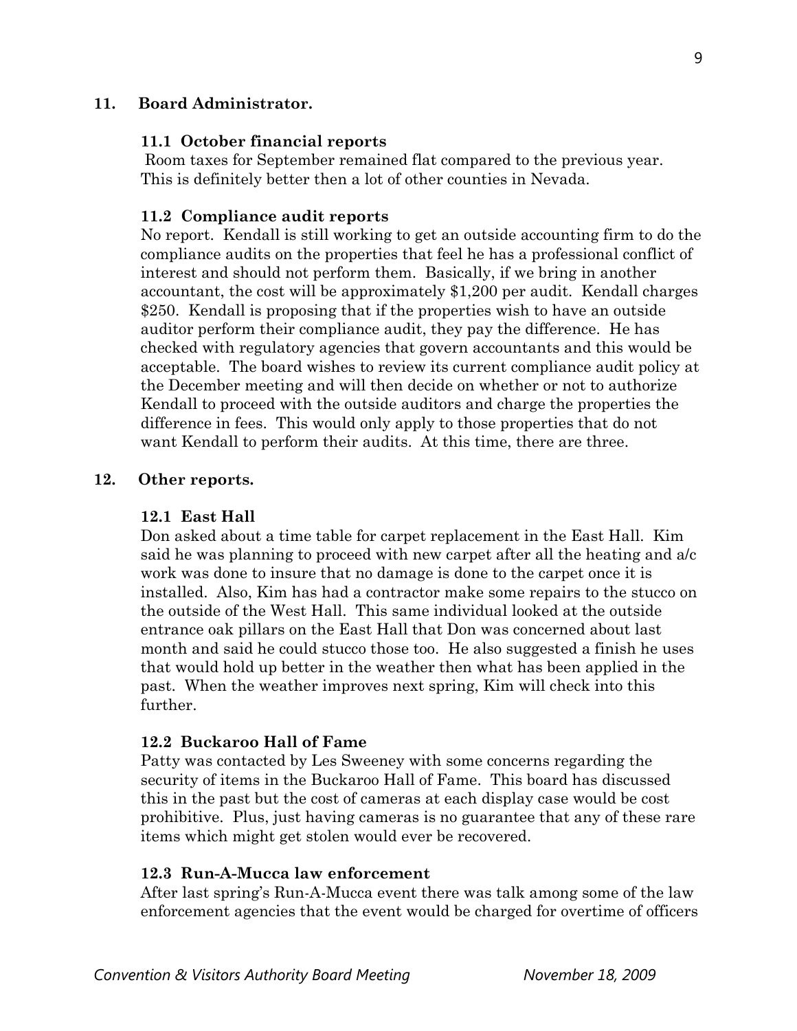**11. Board Administrator.**

**11.1 October financial reports**

Room taxes for September remained flat compared to the previous year. This is definitely better then a lot of other counties in Nevada.

**11.2 Compliance audit reports**

No report. Kendall is still working to get an outside accounting firm to do the compliance audits on the properties that feel he has a professional conflict of interest and should not perform them. Basically, if we bring in another accountant, the cost will be approximately $1,200 per audit. Kendall charges $250. Kendall is proposing that if the properties wish to have an outside auditor perform their compliance audit, they pay the difference. He has checked with regulatory agencies that govern accountants and this would be acceptable. The board wishes to review its current compliance audit policy at the December meeting and will then decide on whether or not to authorize Kendall to proceed with the outside auditors and charge the properties the difference in fees. This would only apply to those properties that do not want Kendall to perform their audits. At this time, there are three.

**12. Other reports.**

**12.1 East Hall**

Don asked about a time table for carpet replacement in the East Hall. Kim said he was planning to proceed with new carpet after all the heating and a/c work was done to insure that no damage is done to the carpet once it is installed. Also, Kim has had a contractor make some repairs to the stucco on the outside of the West Hall. This same individual looked at the outside entrance oak pillars on the East Hall that Don was concerned about last month and said he could stucco those too. He also suggested a finish he uses that would hold up better in the weather then what has been applied in the past. When the weather improves next spring, Kim will check into this further.

**12.2 Buckaroo Hall of Fame**

Patty was contacted by Les Sweeney with some concerns regarding the security of items in the Buckaroo Hall of Fame. This board has discussed this in the past but the cost of cameras at each display case would be cost prohibitive. Plus, just having cameras is no guarantee that any of these rare items which might get stolen would ever be recovered.

**12.3 Run-A-Mucca law enforcement**

After last spring's Run-A-Mucca event there was talk among some of the law enforcement agencies that the event would be charged for overtime of officers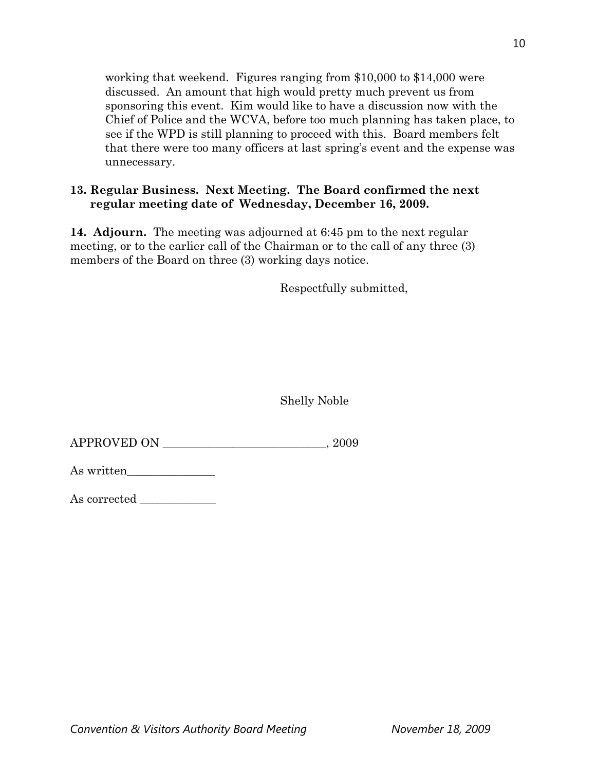working that weekend. Figures ranging from $10,000 to $14,000 were discussed. An amount that high would pretty much prevent us from sponsoring this event. Kim would like to have a discussion now with the Chief of Police and the WCVA, before too much planning has taken place, to see if the WPD is still planning to proceed with this. Board members felt that there were too many officers at last spring's event and the expense was unnecessary.

**13. Regular Business. Next Meeting. The Board confirmed the next regular meeting date of Wednesday, December 16, 2009.**

**14. Adjourn.** The meeting was adjourned at 6:45 pm to the next regular meeting, or to the earlier call of the Chairman or to the call of any three (3) members of the Board on three (3) working days notice.

Respectfully submitted,

Shelly Noble

APPROVED ON ___________________________, 2009

As written______________

As corrected ____________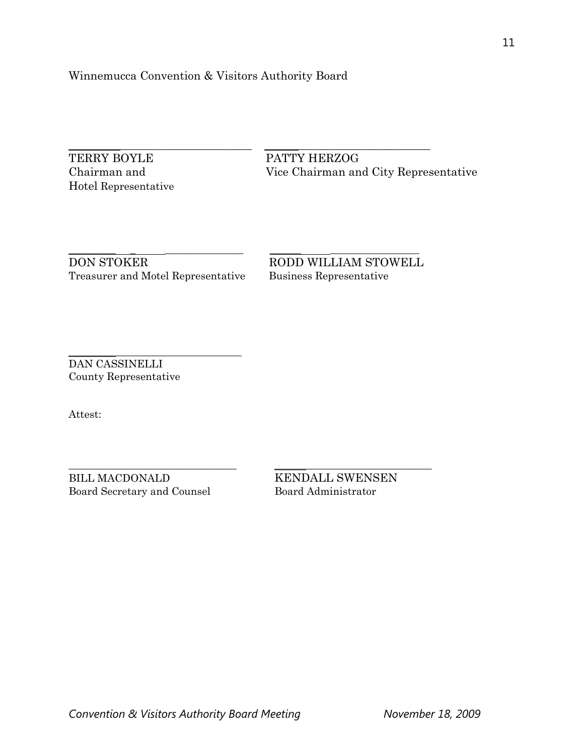Winnemucca Convention & Visitors Authority Board

\_\_\_\_\_\_\_\_\_\_\_\_\_\_\_\_\_\_\_\_\_\_\_\_\_\_\_\_\_\_\_\_
TERRY BOYLE
Chairman and
Hotel Representative

\_\_\_\_\_\_\_\_\_\_\_\_\_\_\_\_\_\_\_\_\_\_\_\_\_\_\_\_\_\_\_\_
PATTY HERZOG
Vice Chairman and City Representative

\_\_\_\_\_\_\_\_\_\_\_\_\_\_\_\_\_\_\_\_\_\_\_\_\_\_\_\_\_\_\_\_
DON STOKER
Treasurer and Motel Representative

\_\_\_\_\_\_\_\_\_\_\_\_\_\_\_\_\_\_\_\_\_\_\_\_\_\_\_\_\_\_\_\_
RODD WILLIAM STOWELL
Business Representative

\_\_\_\_\_\_\_\_\_\_\_\_\_\_\_\_\_\_\_\_\_\_\_\_\_\_\_\_\_\_\_\_
DAN CASSINELLI
County Representative

Attest:

\_\_\_\_\_\_\_\_\_\_\_\_\_\_\_\_\_\_\_\_\_\_\_\_\_\_\_\_\_\_\_\_
BILL MACDONALD
Board Secretary and Counsel

\_\_\_\_\_\_\_\_\_\_\_\_\_\_\_\_\_\_\_\_\_\_\_\_\_\_\_\_\_\_\_\_
KENDALL SWENSEN
Board Administrator